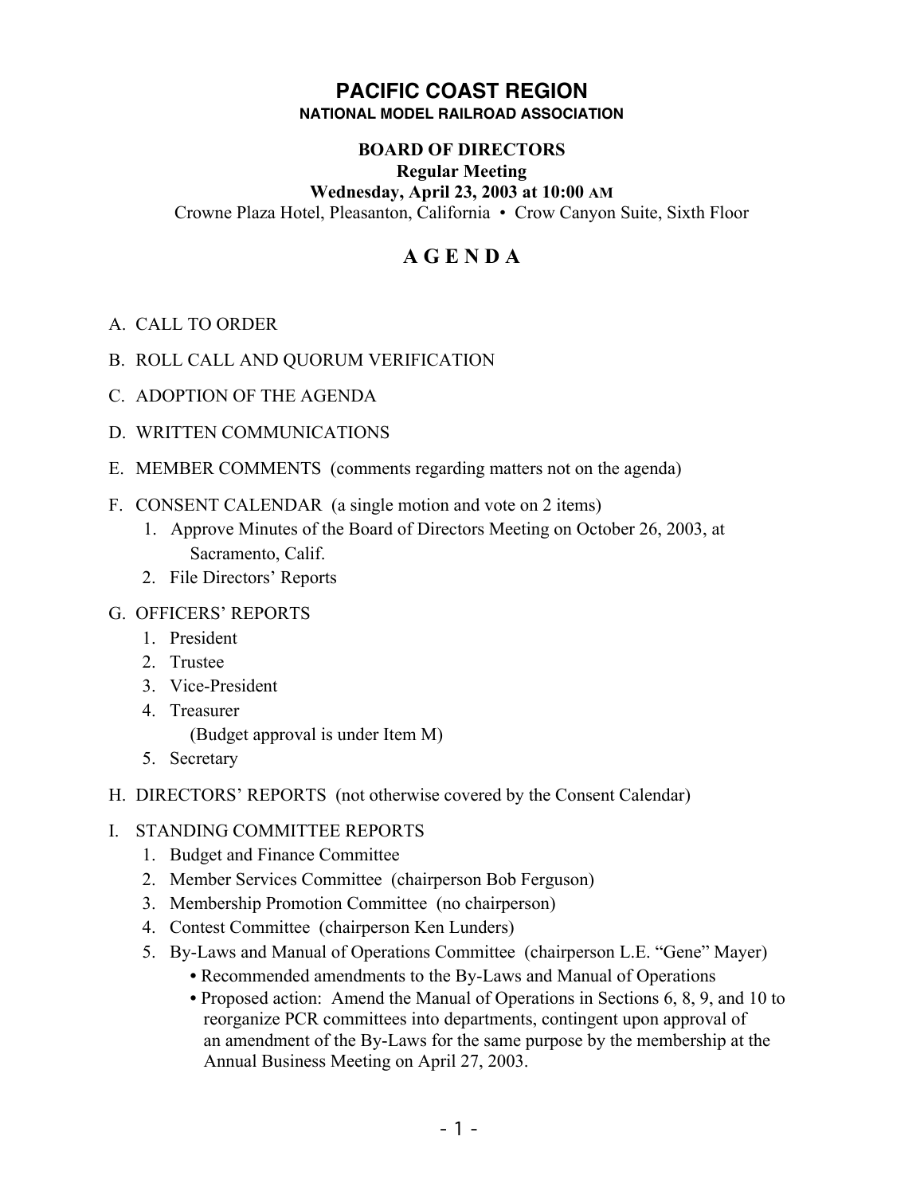# PACIFIC COAST REGION

**NATIONAL MODEL RAILROAD ASSOCIATION**

## BOARD OF DIRECTORS

**Regular Meeting**

**Wednesday, April 23, 2003 at 10:00 AM**

Crowne Plaza Hotel, Pleasanton, California • Crow Canyon Suite, Sixth Floor

## A G E N D A

A. CALL TO ORDER

B. ROLL CALL AND QUORUM VERIFICATION

C. ADOPTION OF THE AGENDA

D. WRITTEN COMMUNICATIONS

E. MEMBER COMMENTS (comments regarding matters not on the agenda)

F. CONSENT CALENDAR (a single motion and vote on 2 items)
   1. Approve Minutes of the Board of Directors Meeting on October 26, 2003, at Sacramento, Calif.
   2. File Directors' Reports

G. OFFICERS' REPORTS
   1. President
   2. Trustee
   3. Vice-President
   4. Treasurer
      (Budget approval is under Item M)
   5. Secretary

H. DIRECTORS' REPORTS (not otherwise covered by the Consent Calendar)

I. STANDING COMMITTEE REPORTS
   1. Budget and Finance Committee
   2. Member Services Committee (chairperson Bob Ferguson)
   3. Membership Promotion Committee (no chairperson)
   4. Contest Committee (chairperson Ken Lunders)
   5. By-Laws and Manual of Operations Committee (chairperson L.E. "Gene" Mayer)
      - Recommended amendments to the By-Laws and Manual of Operations
      - Proposed action: Amend the Manual of Operations in Sections 6, 8, 9, and 10 to reorganize PCR committees into departments, contingent upon approval of an amendment of the By-Laws for the same purpose by the membership at the Annual Business Meeting on April 27, 2003.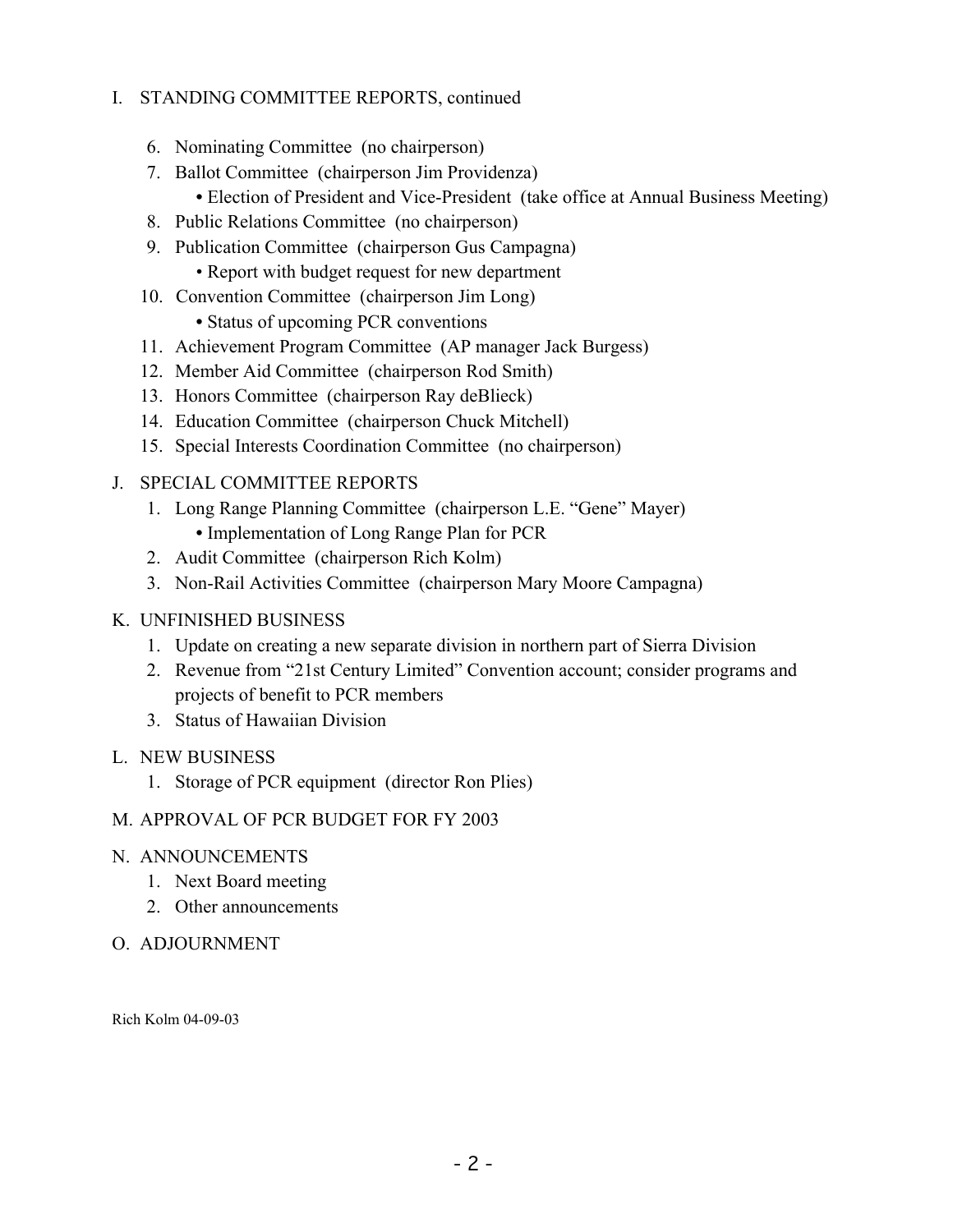I. STANDING COMMITTEE REPORTS, continued

6. Nominating Committee (no chairperson)
7. Ballot Committee (chairperson Jim Providenza)
   - Election of President and Vice-President (take office at Annual Business Meeting)
8. Public Relations Committee (no chairperson)
9. Publication Committee (chairperson Gus Campagna)
   - Report with budget request for new department
10. Convention Committee (chairperson Jim Long)
    - Status of upcoming PCR conventions
11. Achievement Program Committee (AP manager Jack Burgess)
12. Member Aid Committee (chairperson Rod Smith)
13. Honors Committee (chairperson Ray deBlieck)
14. Education Committee (chairperson Chuck Mitchell)
15. Special Interests Coordination Committee (no chairperson)

J. SPECIAL COMMITTEE REPORTS

1. Long Range Planning Committee (chairperson L.E. "Gene" Mayer)
   - Implementation of Long Range Plan for PCR
2. Audit Committee (chairperson Rich Kolm)
3. Non-Rail Activities Committee (chairperson Mary Moore Campagna)

K. UNFINISHED BUSINESS

1. Update on creating a new separate division in northern part of Sierra Division
2. Revenue from "21st Century Limited" Convention account; consider programs and projects of benefit to PCR members
3. Status of Hawaiian Division

L. NEW BUSINESS

1. Storage of PCR equipment (director Ron Plies)

M. APPROVAL OF PCR BUDGET FOR FY 2003

N. ANNOUNCEMENTS

1. Next Board meeting
2. Other announcements

O. ADJOURNMENT

Rich Kolm 04-09-03